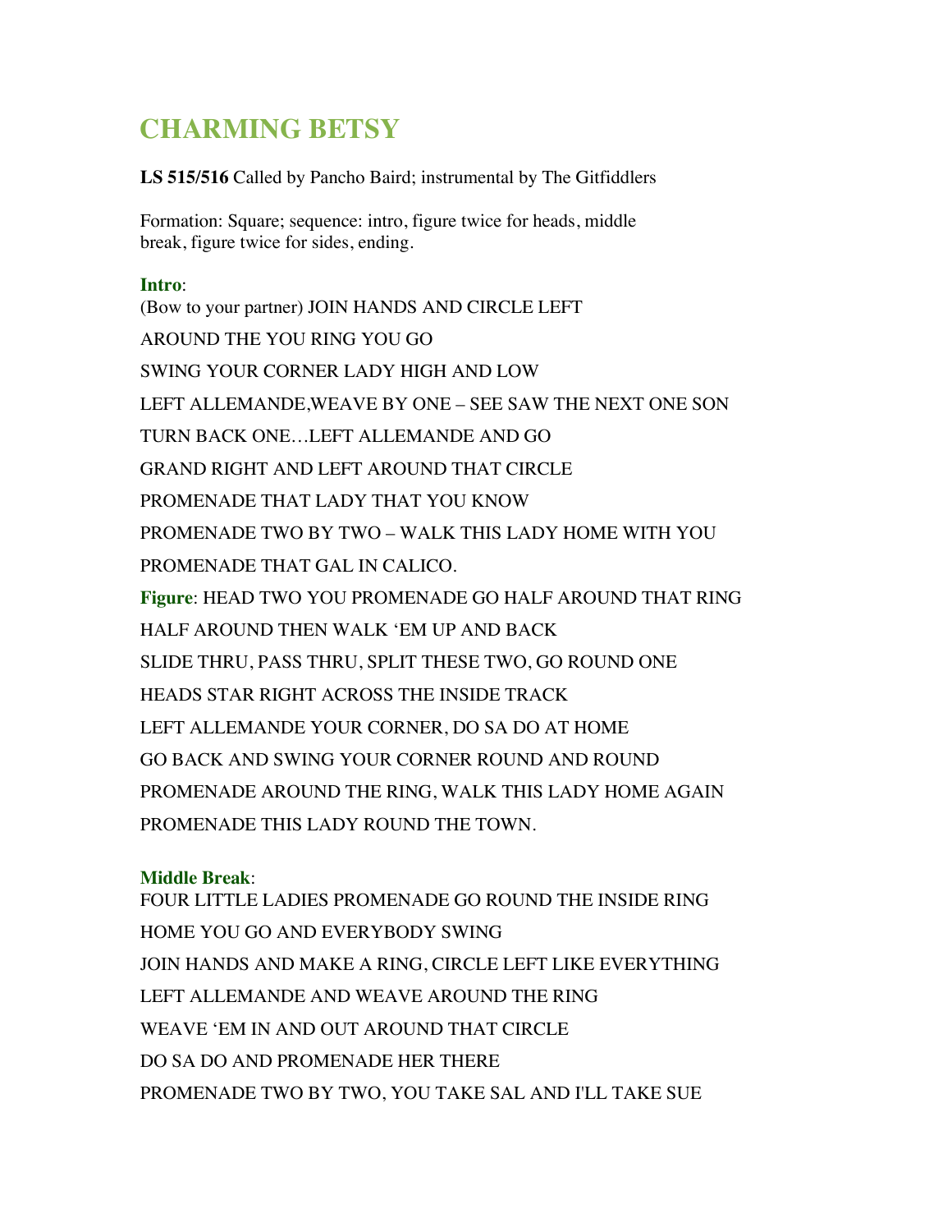# CHARMING BETSY

**LS 515/516** Called by Pancho Baird; instrumental by The Gitfiddlers

Formation: Square; sequence: intro, figure twice for heads, middle break, figure twice for sides, ending.

**Intro**:

(Bow to your partner) JOIN HANDS AND CIRCLE LEFT

AROUND THE YOU RING YOU GO

SWING YOUR CORNER LADY HIGH AND LOW

LEFT ALLEMANDE,WEAVE BY ONE – SEE SAW THE NEXT ONE SON

TURN BACK ONE…LEFT ALLEMANDE AND GO

GRAND RIGHT AND LEFT AROUND THAT CIRCLE

PROMENADE THAT LADY THAT YOU KNOW

PROMENADE TWO BY TWO – WALK THIS LADY HOME WITH YOU

PROMENADE THAT GAL IN CALICO.

**Figure**: HEAD TWO YOU PROMENADE GO HALF AROUND THAT RING

HALF AROUND THEN WALK 'EM UP AND BACK

SLIDE THRU, PASS THRU, SPLIT THESE TWO, GO ROUND ONE

HEADS STAR RIGHT ACROSS THE INSIDE TRACK

LEFT ALLEMANDE YOUR CORNER, DO SA DO AT HOME

GO BACK AND SWING YOUR CORNER ROUND AND ROUND

PROMENADE AROUND THE RING, WALK THIS LADY HOME AGAIN

PROMENADE THIS LADY ROUND THE TOWN.

**Middle Break**:

FOUR LITTLE LADIES PROMENADE GO ROUND THE INSIDE RING

HOME YOU GO AND EVERYBODY SWING

JOIN HANDS AND MAKE A RING, CIRCLE LEFT LIKE EVERYTHING

LEFT ALLEMANDE AND WEAVE AROUND THE RING

WEAVE 'EM IN AND OUT AROUND THAT CIRCLE

DO SA DO AND PROMENADE HER THERE

PROMENADE TWO BY TWO, YOU TAKE SAL AND I'LL TAKE SUE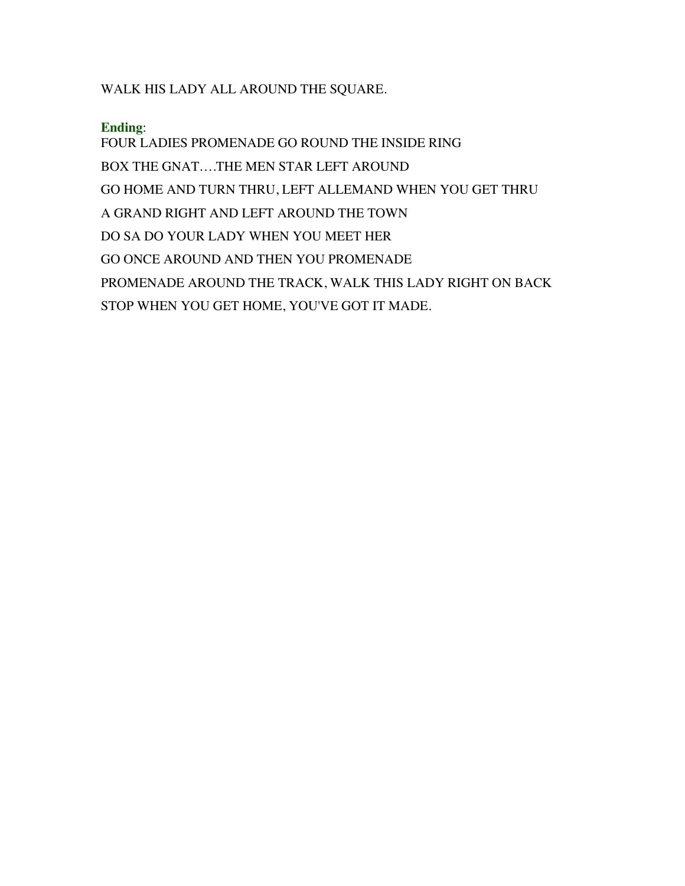WALK HIS LADY ALL AROUND THE SQUARE.

**Ending**:
FOUR LADIES PROMENADE GO ROUND THE INSIDE RING
BOX THE GNAT….THE MEN STAR LEFT AROUND
GO HOME AND TURN THRU, LEFT ALLEMAND WHEN YOU GET THRU
A GRAND RIGHT AND LEFT AROUND THE TOWN
DO SA DO YOUR LADY WHEN YOU MEET HER
GO ONCE AROUND AND THEN YOU PROMENADE
PROMENADE AROUND THE TRACK, WALK THIS LADY RIGHT ON BACK
STOP WHEN YOU GET HOME, YOU'VE GOT IT MADE.